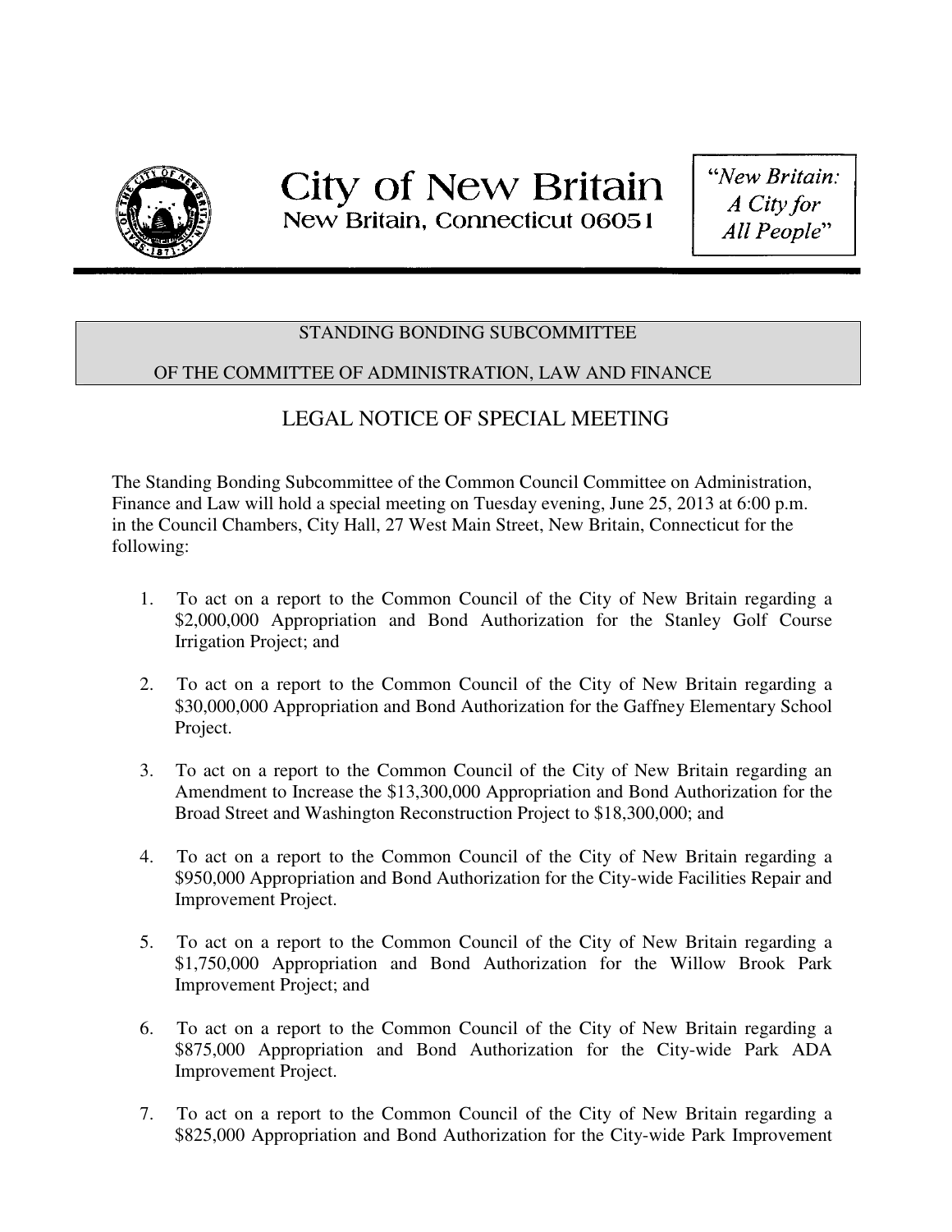# City of New Britain

New Britain, Connecticut 06051

*"New Britain: A City for All People"*

STANDING BONDING SUBCOMMITTEE

OF THE COMMITTEE OF ADMINISTRATION, LAW AND FINANCE

## LEGAL NOTICE OF SPECIAL MEETING

The Standing Bonding Subcommittee of the Common Council Committee on Administration, Finance and Law will hold a special meeting on Tuesday evening, June 25, 2013 at 6:00 p.m. in the Council Chambers, City Hall, 27 West Main Street, New Britain, Connecticut for the following:

1. To act on a report to the Common Council of the City of New Britain regarding a $2,000,000 Appropriation and Bond Authorization for the Stanley Golf Course Irrigation Project; and

2. To act on a report to the Common Council of the City of New Britain regarding a $30,000,000 Appropriation and Bond Authorization for the Gaffney Elementary School Project.

3. To act on a report to the Common Council of the City of New Britain regarding an Amendment to Increase the $13,300,000 Appropriation and Bond Authorization for the Broad Street and Washington Reconstruction Project to $18,300,000; and

4. To act on a report to the Common Council of the City of New Britain regarding a $950,000 Appropriation and Bond Authorization for the City-wide Facilities Repair and Improvement Project.

5. To act on a report to the Common Council of the City of New Britain regarding a $1,750,000 Appropriation and Bond Authorization for the Willow Brook Park Improvement Project; and

6. To act on a report to the Common Council of the City of New Britain regarding a $875,000 Appropriation and Bond Authorization for the City-wide Park ADA Improvement Project.

7. To act on a report to the Common Council of the City of New Britain regarding a $825,000 Appropriation and Bond Authorization for the City-wide Park Improvement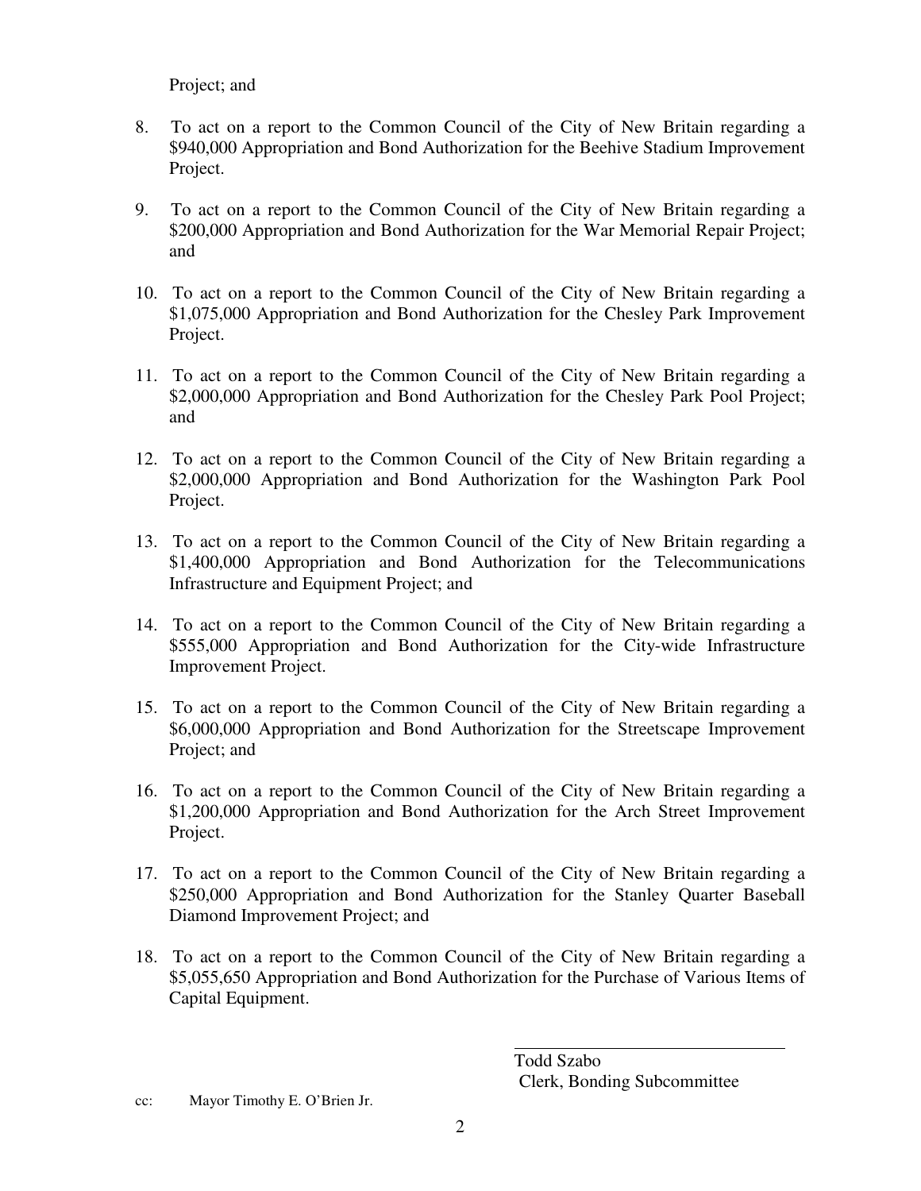Project; and

8. To act on a report to the Common Council of the City of New Britain regarding a $940,000 Appropriation and Bond Authorization for the Beehive Stadium Improvement Project.

9. To act on a report to the Common Council of the City of New Britain regarding a $200,000 Appropriation and Bond Authorization for the War Memorial Repair Project; and

10. To act on a report to the Common Council of the City of New Britain regarding a $1,075,000 Appropriation and Bond Authorization for the Chesley Park Improvement Project.

11. To act on a report to the Common Council of the City of New Britain regarding a $2,000,000 Appropriation and Bond Authorization for the Chesley Park Pool Project; and

12. To act on a report to the Common Council of the City of New Britain regarding a $2,000,000 Appropriation and Bond Authorization for the Washington Park Pool Project.

13. To act on a report to the Common Council of the City of New Britain regarding a $1,400,000 Appropriation and Bond Authorization for the Telecommunications Infrastructure and Equipment Project; and

14. To act on a report to the Common Council of the City of New Britain regarding a $555,000 Appropriation and Bond Authorization for the City-wide Infrastructure Improvement Project.

15. To act on a report to the Common Council of the City of New Britain regarding a $6,000,000 Appropriation and Bond Authorization for the Streetscape Improvement Project; and

16. To act on a report to the Common Council of the City of New Britain regarding a $1,200,000 Appropriation and Bond Authorization for the Arch Street Improvement Project.

17. To act on a report to the Common Council of the City of New Britain regarding a $250,000 Appropriation and Bond Authorization for the Stanley Quarter Baseball Diamond Improvement Project; and

18. To act on a report to the Common Council of the City of New Britain regarding a $5,055,650 Appropriation and Bond Authorization for the Purchase of Various Items of Capital Equipment.

Todd Szabo
Clerk, Bonding Subcommittee

cc: Mayor Timothy E. O'Brien Jr.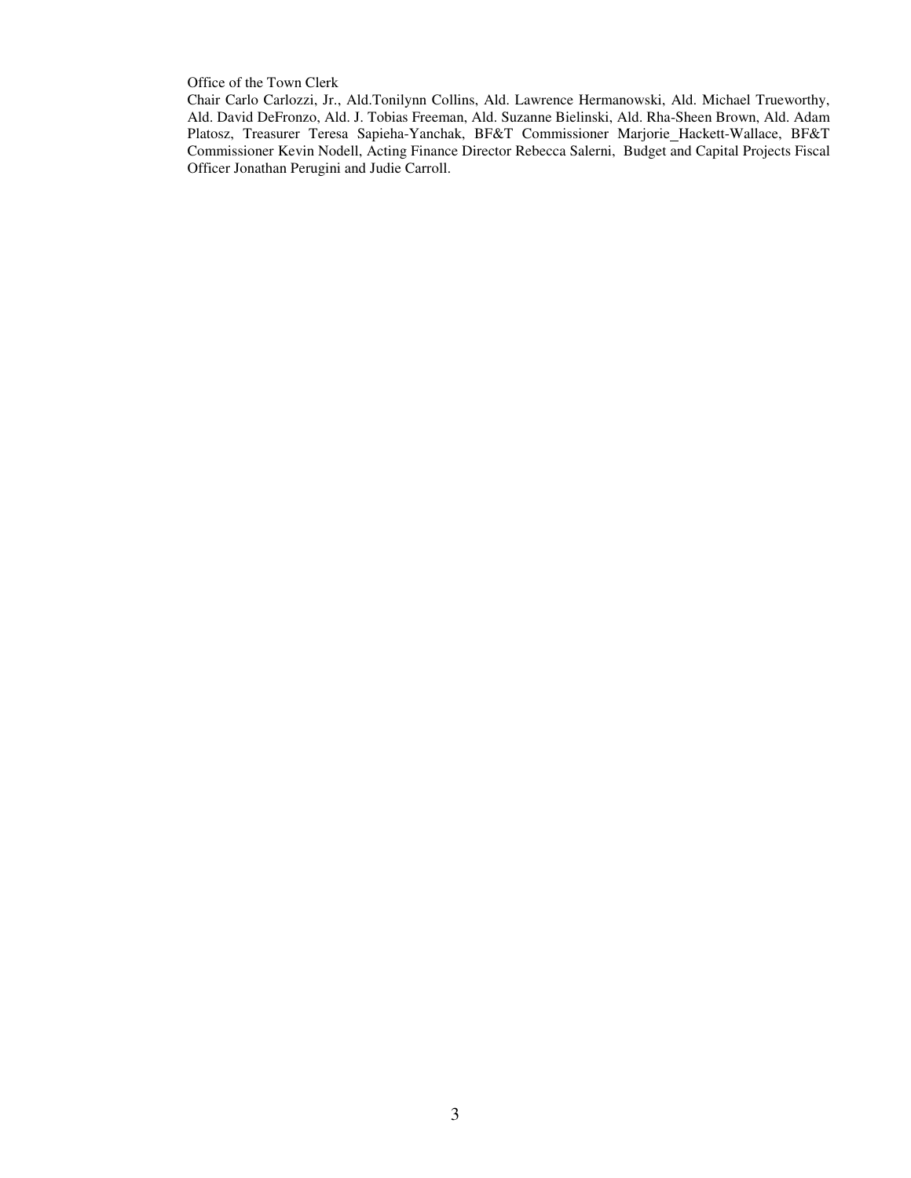Office of the Town Clerk

Chair Carlo Carlozzi, Jr., Ald.Tonilynn Collins, Ald. Lawrence Hermanowski, Ald. Michael Trueworthy, Ald. David DeFronzo, Ald. J. Tobias Freeman, Ald. Suzanne Bielinski, Ald. Rha-Sheen Brown, Ald. Adam Platosz, Treasurer Teresa Sapieha-Yanchak, BF&T Commissioner Marjorie_Hackett-Wallace, BF&T Commissioner Kevin Nodell, Acting Finance Director Rebecca Salerni, Budget and Capital Projects Fiscal Officer Jonathan Perugini and Judie Carroll.